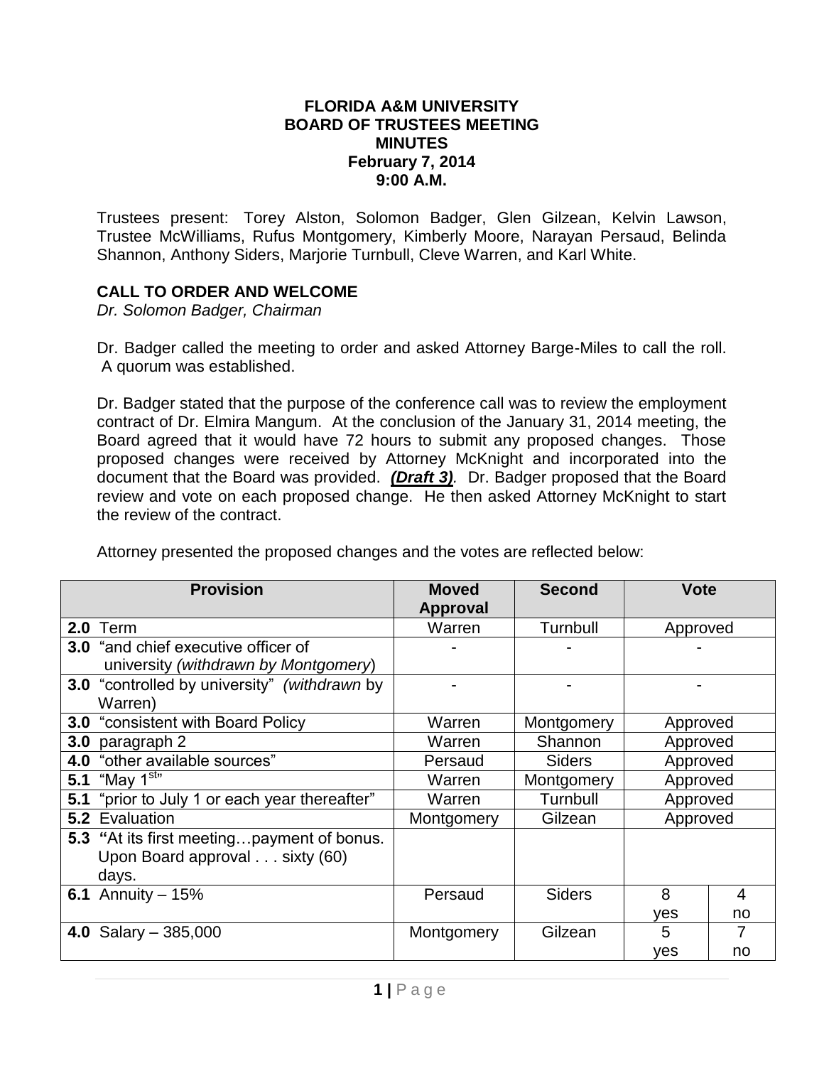**FLORIDA A&M UNIVERSITY**
**BOARD OF TRUSTEES MEETING**
**MINUTES**
**February 7, 2014**
**9:00 A.M.**

Trustees present: Torey Alston, Solomon Badger, Glen Gilzean, Kelvin Lawson, Trustee McWilliams, Rufus Montgomery, Kimberly Moore, Narayan Persaud, Belinda Shannon, Anthony Siders, Marjorie Turnbull, Cleve Warren, and Karl White.

## CALL TO ORDER AND WELCOME

*Dr. Solomon Badger, Chairman*

Dr. Badger called the meeting to order and asked Attorney Barge-Miles to call the roll. A quorum was established.

Dr. Badger stated that the purpose of the conference call was to review the employment contract of Dr. Elmira Mangum. At the conclusion of the January 31, 2014 meeting, the Board agreed that it would have 72 hours to submit any proposed changes. Those proposed changes were received by Attorney McKnight and incorporated into the document that the Board was provided. ***(Draft 3)***. Dr. Badger proposed that the Board review and vote on each proposed change. He then asked Attorney McKnight to start the review of the contract.

Attorney presented the proposed changes and the votes are reflected below:

| Provision | Moved Approval | Second | Vote | |
|---|---|---|---|---|
| **2.0** Term | Warren | Turnbull | Approved | |
| **3.0** "and chief executive officer of university *(withdrawn by Montgomery*) | - | - | - | |
| **3.0** "controlled by university" *(withdrawn* by Warren) | - | - | - | |
| **3.0** "consistent with Board Policy | Warren | Montgomery | Approved | |
| **3.0** paragraph 2 | Warren | Shannon | Approved | |
| **4.0** "other available sources" | Persaud | Siders | Approved | |
| **5.1** "May 1st" | Warren | Montgomery | Approved | |
| **5.1** "prior to July 1 or each year thereafter" | Warren | Turnbull | Approved | |
| **5.2** Evaluation | Montgomery | Gilzean | Approved | |
| **5.3** **"**At its first meeting…payment of bonus. Upon Board approval . . . sixty (60) days. | | | | |
| **6.1** Annuity – 15% | Persaud | Siders | 8 yes | 4 no |
| **4.0** Salary – 385,000 | Montgomery | Gilzean | 5 yes | 7 no |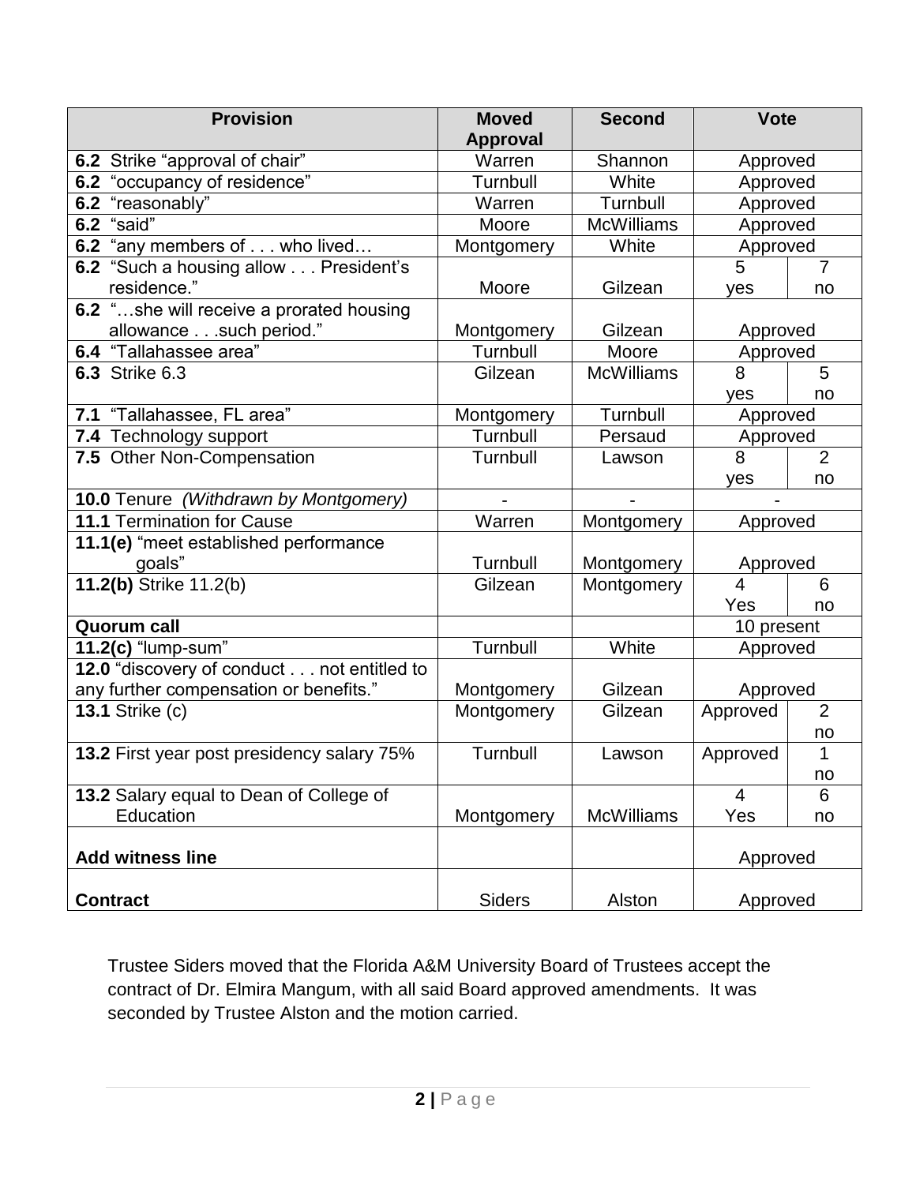| Provision | Moved Approval | Second | Vote | |
|---|---|---|---|---|
| **6.2** Strike "approval of chair" | Warren | Shannon | Approved | |
| **6.2** "occupancy of residence" | Turnbull | White | Approved | |
| **6.2** "reasonably" | Warren | Turnbull | Approved | |
| **6.2** "said" | Moore | McWilliams | Approved | |
| **6.2** "any members of . . . who lived… | Montgomery | White | Approved | |
| **6.2** "Such a housing allow . . . President's residence." | Moore | Gilzean | 5 yes | 7 no |
| **6.2** "…she will receive a prorated housing allowance . . .such period." | Montgomery | Gilzean | Approved | |
| **6.4** "Tallahassee area" | Turnbull | Moore | Approved | |
| **6.3** Strike 6.3 | Gilzean | McWilliams | 8 yes | 5 no |
| **7.1** "Tallahassee, FL area" | Montgomery | Turnbull | Approved | |
| **7.4** Technology support | Turnbull | Persaud | Approved | |
| **7.5** Other Non-Compensation | Turnbull | Lawson | 8 yes | 2 no |
| **10.0** Tenure *(Withdrawn by Montgomery)* | - | - | - | |
| **11.1** Termination for Cause | Warren | Montgomery | Approved | |
| **11.1(e)** "meet established performance goals" | Turnbull | Montgomery | Approved | |
| **11.2(b)** Strike 11.2(b) | Gilzean | Montgomery | 4 Yes | 6 no |
| **Quorum call** | | | 10 present | |
| **11.2(c)** "lump-sum" | Turnbull | White | Approved | |
| **12.0** "discovery of conduct . . . not entitled to any further compensation or benefits." | Montgomery | Gilzean | Approved | |
| **13.1** Strike (c) | Montgomery | Gilzean | Approved | 2 no |
| **13.2** First year post presidency salary 75% | Turnbull | Lawson | Approved | 1 no |
| **13.2** Salary equal to Dean of College of Education | Montgomery | McWilliams | 4 Yes | 6 no |
| **Add witness line** | | | Approved | |
| **Contract** | Siders | Alston | Approved | |

Trustee Siders moved that the Florida A&M University Board of Trustees accept the contract of Dr. Elmira Mangum, with all said Board approved amendments. It was seconded by Trustee Alston and the motion carried.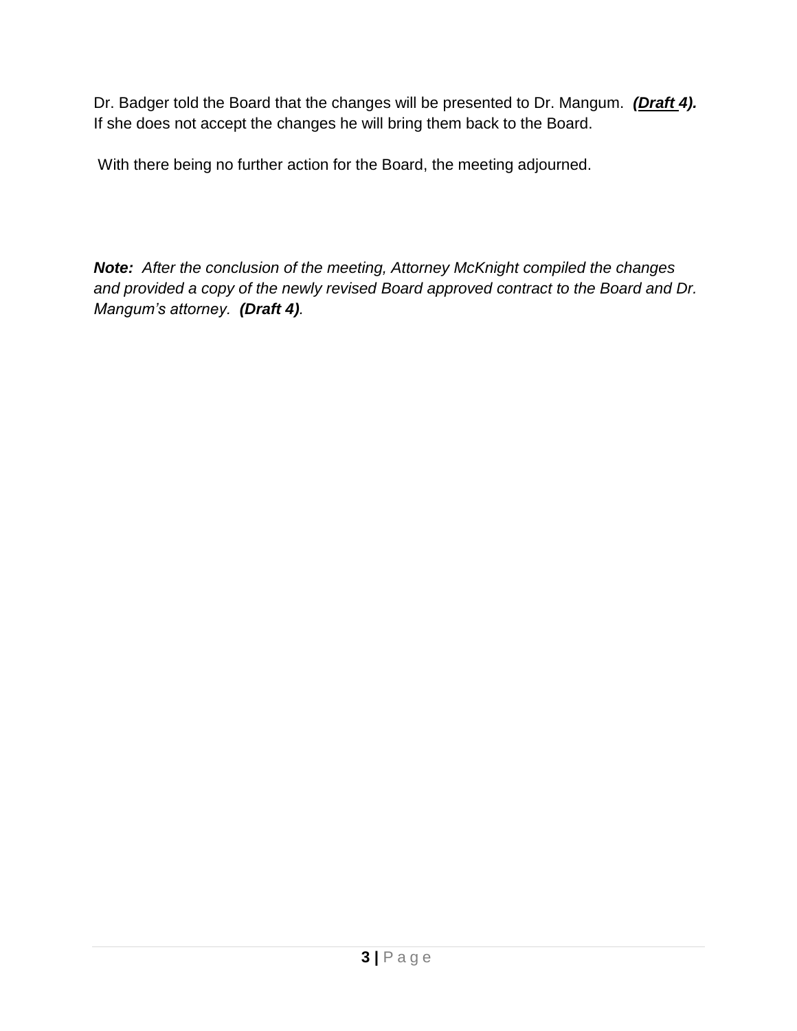Dr. Badger told the Board that the changes will be presented to Dr. Mangum. ***(Draft 4).*** If she does not accept the changes he will bring them back to the Board.

With there being no further action for the Board, the meeting adjourned.

***Note:*** *After the conclusion of the meeting, Attorney McKnight compiled the changes and provided a copy of the newly revised Board approved contract to the Board and Dr. Mangum's attorney.* ***(Draft 4)****.*